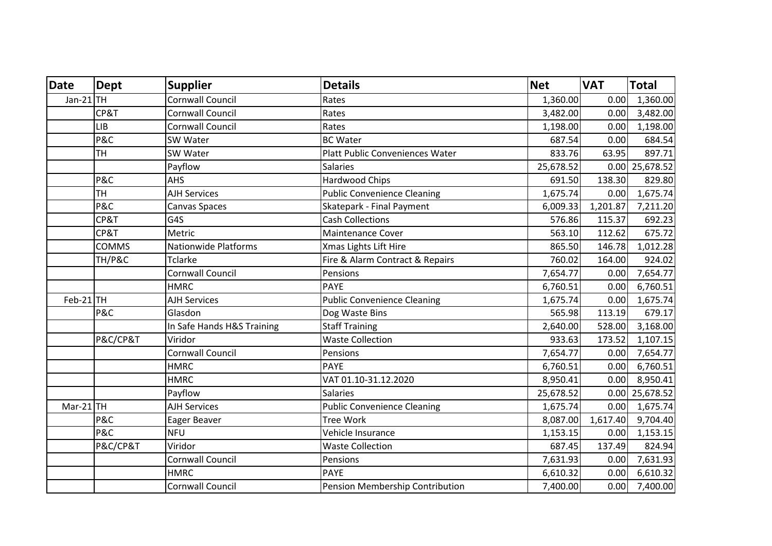| Date | Dept | Supplier | Details | Net | VAT | Total |
|---|---|---|---|---|---|---|
| Jan-21 | TH | Cornwall Council | Rates | 1,360.00 | 0.00 | 1,360.00 |
| | CP&T | Cornwall Council | Rates | 3,482.00 | 0.00 | 3,482.00 |
| | LIB | Cornwall Council | Rates | 1,198.00 | 0.00 | 1,198.00 |
| | P&C | SW Water | BC Water | 687.54 | 0.00 | 684.54 |
| | TH | SW Water | Platt Public Conveniences Water | 833.76 | 63.95 | 897.71 |
| | | Payflow | Salaries | 25,678.52 | 0.00 | 25,678.52 |
| | P&C | AHS | Hardwood Chips | 691.50 | 138.30 | 829.80 |
| | TH | AJH Services | Public Convenience Cleaning | 1,675.74 | 0.00 | 1,675.74 |
| | P&C | Canvas Spaces | Skatepark - Final Payment | 6,009.33 | 1,201.87 | 7,211.20 |
| | CP&T | G4S | Cash Collections | 576.86 | 115.37 | 692.23 |
| | CP&T | Metric | Maintenance Cover | 563.10 | 112.62 | 675.72 |
| | COMMS | Nationwide Platforms | Xmas Lights Lift Hire | 865.50 | 146.78 | 1,012.28 |
| | TH/P&C | Tclarke | Fire & Alarm Contract & Repairs | 760.02 | 164.00 | 924.02 |
| | | Cornwall Council | Pensions | 7,654.77 | 0.00 | 7,654.77 |
| | | HMRC | PAYE | 6,760.51 | 0.00 | 6,760.51 |
| Feb-21 | TH | AJH Services | Public Convenience Cleaning | 1,675.74 | 0.00 | 1,675.74 |
| | P&C | Glasdon | Dog Waste Bins | 565.98 | 113.19 | 679.17 |
| | | In Safe Hands H&S Training | Staff Training | 2,640.00 | 528.00 | 3,168.00 |
| | P&C/CP&T | Viridor | Waste Collection | 933.63 | 173.52 | 1,107.15 |
| | | Cornwall Council | Pensions | 7,654.77 | 0.00 | 7,654.77 |
| | | HMRC | PAYE | 6,760.51 | 0.00 | 6,760.51 |
| | | HMRC | VAT 01.10-31.12.2020 | 8,950.41 | 0.00 | 8,950.41 |
| | | Payflow | Salaries | 25,678.52 | 0.00 | 25,678.52 |
| Mar-21 | TH | AJH Services | Public Convenience Cleaning | 1,675.74 | 0.00 | 1,675.74 |
| | P&C | Eager Beaver | Tree Work | 8,087.00 | 1,617.40 | 9,704.40 |
| | P&C | NFU | Vehicle Insurance | 1,153.15 | 0.00 | 1,153.15 |
| | P&C/CP&T | Viridor | Waste Collection | 687.45 | 137.49 | 824.94 |
| | | Cornwall Council | Pensions | 7,631.93 | 0.00 | 7,631.93 |
| | | HMRC | PAYE | 6,610.32 | 0.00 | 6,610.32 |
| | | Cornwall Council | Pension Membership Contribution | 7,400.00 | 0.00 | 7,400.00 |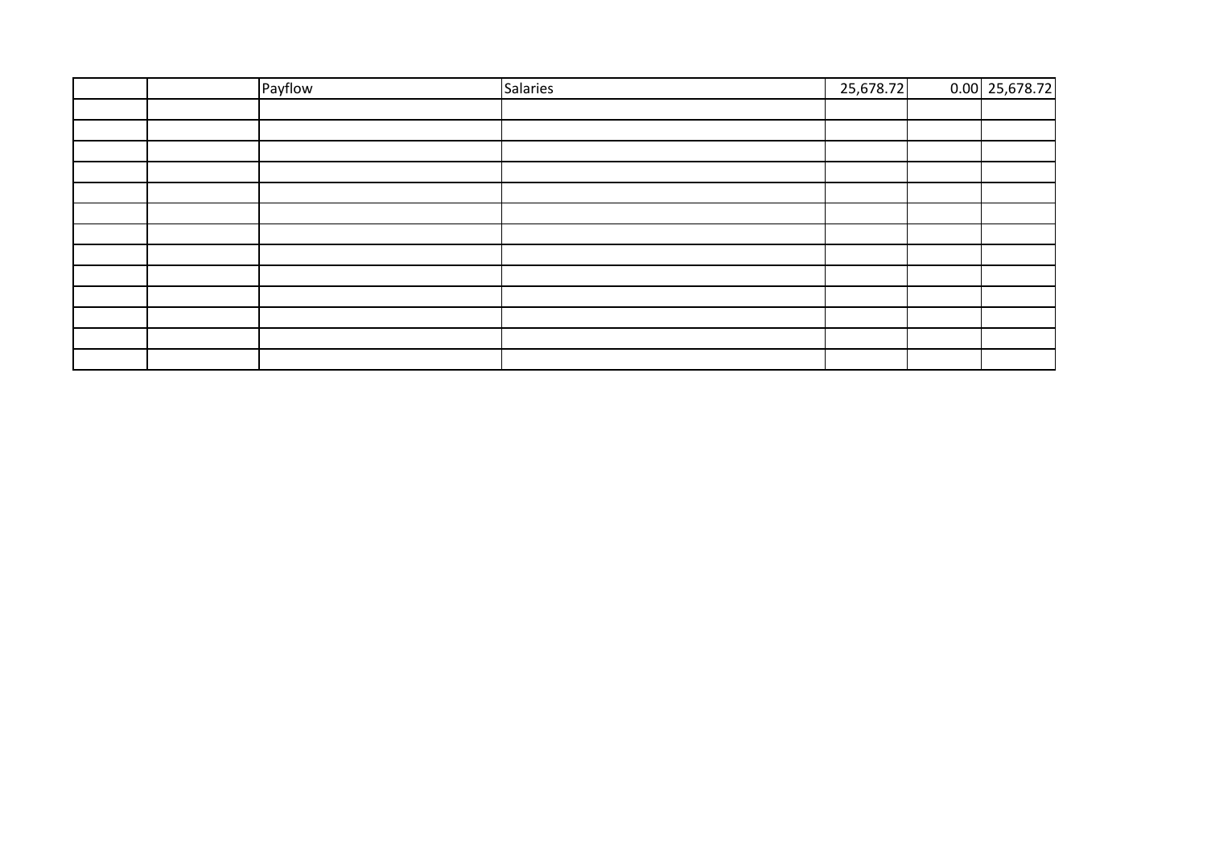| | | | | | | |
|---|---|---|---|---|---|---|
| | | Payflow | Salaries | 25,678.72 | 0.00 | 25,678.72 |
| | | | | | | |
| | | | | | | |
| | | | | | | |
| | | | | | | |
| | | | | | | |
| | | | | | | |
| | | | | | | |
| | | | | | | |
| | | | | | | |
| | | | | | | |
| | | | | | | |
| | | | | | | |
| | | | | | | |